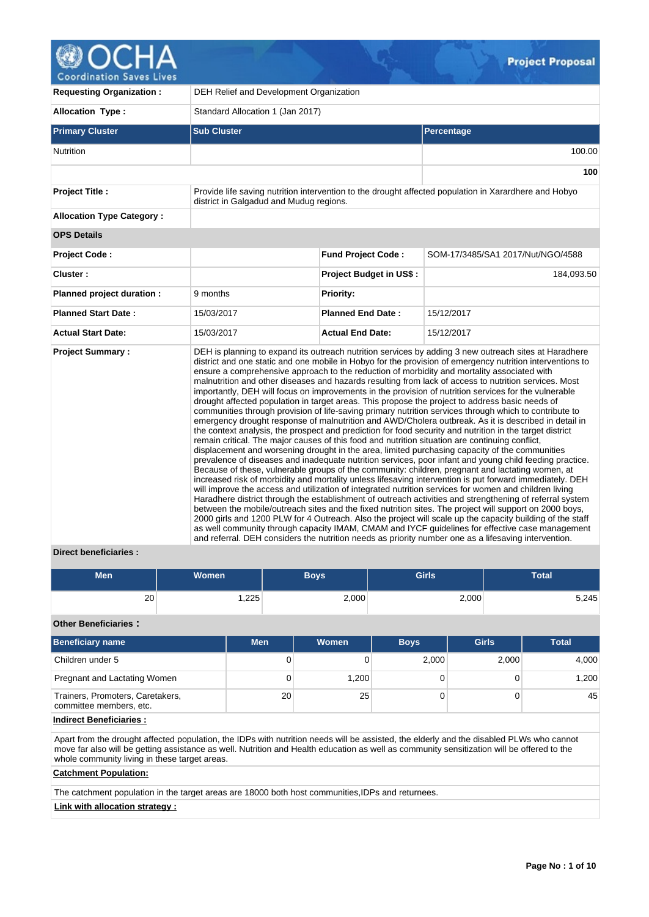# OCHA Coordination Saves Lives

**Project Proposal**

| | | | |
|---|---|---|---|
| **Requesting Organization :** | DEH Relief and Development Organization | | |
| **Allocation Type :** | Standard Allocation 1 (Jan 2017) | | |

| Primary Cluster | Sub Cluster | Percentage |
|---|---|---|
| Nutrition | | 100.00 |
| | | **100** |

| | | | |
|---|---|---|---|
| **Project Title :** | Provide life saving nutrition intervention to the drought affected population in Xarardhere and Hobyo district in Galgadud and Mudug regions. | | |
| **Allocation Type Category :** | | | |
| **OPS Details** | | | |
| **Project Code :** | | **Fund Project Code :** | SOM-17/3485/SA1 2017/Nut/NGO/4588 |
| **Cluster :** | | **Project Budget in US$ :** | 184,093.50 |
| **Planned project duration :** | 9 months | **Priority:** | |
| **Planned Start Date :** | 15/03/2017 | **Planned End Date :** | 15/12/2017 |
| **Actual Start Date:** | 15/03/2017 | **Actual End Date:** | 15/12/2017 |

**Project Summary :**

DEH is planning to expand its outreach nutrition services by adding 3 new outreach sites at Haradhere district and one static and one mobile in Hobyo for the provision of emergency nutrition interventions to ensure a comprehensive approach to the reduction of morbidity and mortality associated with malnutrition and other diseases and hazards resulting from lack of access to nutrition services. Most importantly, DEH will focus on improvements in the provision of nutrition services for the vulnerable drought affected population in target areas. This propose the project to address basic needs of communities through provision of life-saving primary nutrition services through which to contribute to emergency drought response of malnutrition and AWD/Cholera outbreak. As it is described in detail in the context analysis, the prospect and prediction for food security and nutrition in the target district remain critical. The major causes of this food and nutrition situation are continuing conflict, displacement and worsening drought in the area, limited purchasing capacity of the communities prevalence of diseases and inadequate nutrition services, poor infant and young child feeding practice. Because of these, vulnerable groups of the community: children, pregnant and lactating women, at increased risk of morbidity and mortality unless lifesaving intervention is put forward immediately. DEH will improve the access and utilization of integrated nutrition services for women and children living Haradhere district through the establishment of outreach activities and strengthening of referral system between the mobile/outreach sites and the fixed nutrition sites. The project will support on 2000 boys, 2000 girls and 1200 PLW for 4 Outreach. Also the project will scale up the capacity building of the staff as well community through capacity IMAM, CMAM and IYCF guidelines for effective case management and referral. DEH considers the nutrition needs as priority number one as a lifesaving intervention.

**Direct beneficiaries :**

| Men | Women | Boys | Girls | Total |
|---|---|---|---|---|
| 20 | 1,225 | 2,000 | 2,000 | 5,245 |

**Other Beneficiaries :**

| Beneficiary name | Men | Women | Boys | Girls | Total |
|---|---|---|---|---|---|
| Children under 5 | 0 | 0 | 2,000 | 2,000 | 4,000 |
| Pregnant and Lactating Women | 0 | 1,200 | 0 | 0 | 1,200 |
| Trainers, Promoters, Caretakers, committee members, etc. | 20 | 25 | 0 | 0 | 45 |

**Indirect Beneficiaries :**

Apart from the drought affected population, the IDPs with nutrition needs will be assisted, the elderly and the disabled PLWs who cannot move far also will be getting assistance as well. Nutrition and Health education as well as community sensitization will be offered to the whole community living in these target areas.

**Catchment Population:**

The catchment population in the target areas are 18000 both host communities,IDPs and returnees.

**Link with allocation strategy :**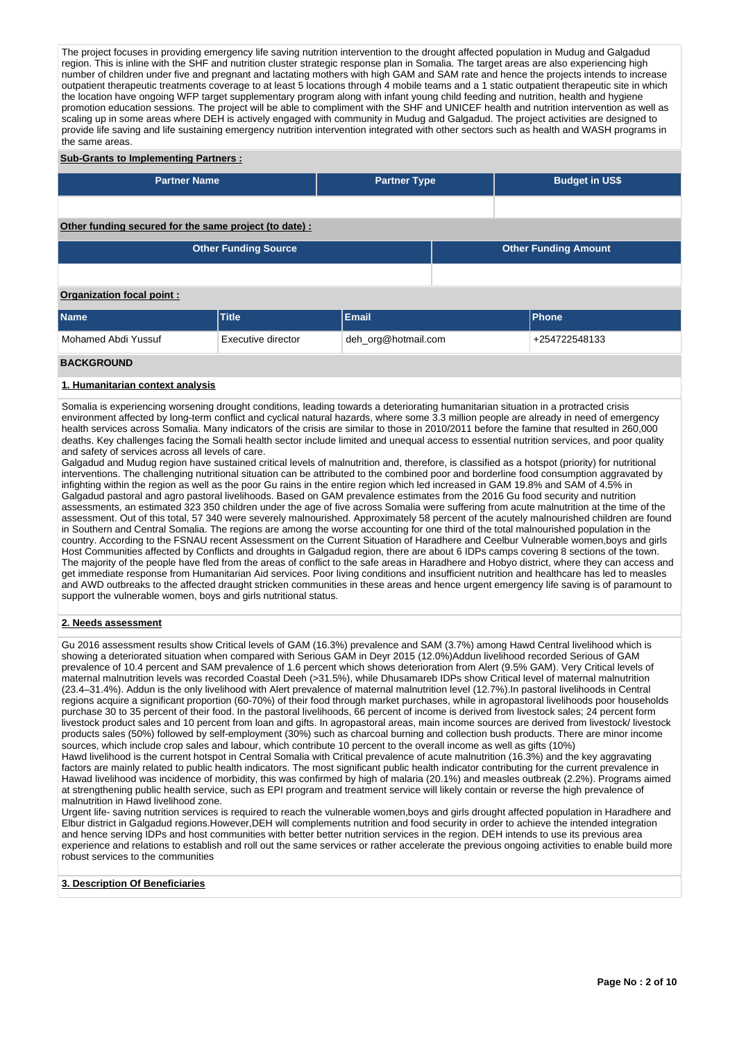The project focuses in providing emergency life saving nutrition intervention to the drought affected population in Mudug and Galgadud region. This is inline with the SHF and nutrition cluster strategic response plan in Somalia. The target areas are also experiencing high number of children under five and pregnant and lactating mothers with high GAM and SAM rate and hence the projects intends to increase outpatient therapeutic treatments coverage to at least 5 locations through 4 mobile teams and a 1 static outpatient therapeutic site in which the location have ongoing WFP target supplementary program along with infant young child feeding and nutrition, health and hygiene promotion education sessions. The project will be able to compliment with the SHF and UNICEF health and nutrition intervention as well as scaling up in some areas where DEH is actively engaged with community in Mudug and Galgadud. The project activities are designed to provide life saving and life sustaining emergency nutrition intervention integrated with other sectors such as health and WASH programs in the same areas.

**Sub-Grants to Implementing Partners :**

| Partner Name | Partner Type | Budget in US$ |
|---|---|---|
| | | |

**Other funding secured for the same project (to date) :**

| Other Funding Source | Other Funding Amount |
|---|---|
| | |

**Organization focal point :**

| Name | Title | Email | Phone |
|---|---|---|---|
| Mohamed Abdi Yussuf | Executive director | deh_org@hotmail.com | +254722548133 |

**BACKGROUND**

**1. Humanitarian context analysis**

Somalia is experiencing worsening drought conditions, leading towards a deteriorating humanitarian situation in a protracted crisis environment affected by long-term conflict and cyclical natural hazards, where some 3.3 million people are already in need of emergency health services across Somalia. Many indicators of the crisis are similar to those in 2010/2011 before the famine that resulted in 260,000 deaths. Key challenges facing the Somali health sector include limited and unequal access to essential nutrition services, and poor quality and safety of services across all levels of care.
Galgadud and Mudug region have sustained critical levels of malnutrition and, therefore, is classified as a hotspot (priority) for nutritional interventions. The challenging nutritional situation can be attributed to the combined poor and borderline food consumption aggravated by infighting within the region as well as the poor Gu rains in the entire region which led increased in GAM 19.8% and SAM of 4.5% in Galgadud pastoral and agro pastoral livelihoods. Based on GAM prevalence estimates from the 2016 Gu food security and nutrition assessments, an estimated 323 350 children under the age of five across Somalia were suffering from acute malnutrition at the time of the assessment. Out of this total, 57 340 were severely malnourished. Approximately 58 percent of the acutely malnourished children are found in Southern and Central Somalia. The regions are among the worse accounting for one third of the total malnourished population in the country. According to the FSNAU recent Assessment on the Current Situation of Haradhere and Ceelbur Vulnerable women,boys and girls Host Communities affected by Conflicts and droughts in Galgadud region, there are about 6 IDPs camps covering 8 sections of the town. The majority of the people have fled from the areas of conflict to the safe areas in Haradhere and Hobyo district, where they can access and get immediate response from Humanitarian Aid services. Poor living conditions and insufficient nutrition and healthcare has led to measles and AWD outbreaks to the affected draught stricken communities in these areas and hence urgent emergency life saving is of paramount to support the vulnerable women, boys and girls nutritional status.

**2. Needs assessment**

Gu 2016 assessment results show Critical levels of GAM (16.3%) prevalence and SAM (3.7%) among Hawd Central livelihood which is showing a deteriorated situation when compared with Serious GAM in Deyr 2015 (12.0%)Addun livelihood recorded Serious of GAM prevalence of 10.4 percent and SAM prevalence of 1.6 percent which shows deterioration from Alert (9.5% GAM). Very Critical levels of maternal malnutrition levels was recorded Coastal Deeh (>31.5%), while Dhusamareb IDPs show Critical level of maternal malnutrition (23.4–31.4%). Addun is the only livelihood with Alert prevalence of maternal malnutrition level (12.7%).In pastoral livelihoods in Central regions acquire a significant proportion (60-70%) of their food through market purchases, while in agropastoral livelihoods poor households purchase 30 to 35 percent of their food. In the pastoral livelihoods, 66 percent of income is derived from livestock sales; 24 percent form livestock product sales and 10 percent from loan and gifts. In agropastoral areas, main income sources are derived from livestock/ livestock products sales (50%) followed by self-employment (30%) such as charcoal burning and collection bush products. There are minor income sources, which include crop sales and labour, which contribute 10 percent to the overall income as well as gifts (10%)
Hawd livelihood is the current hotspot in Central Somalia with Critical prevalence of acute malnutrition (16.3%) and the key aggravating factors are mainly related to public health indicators. The most significant public health indicator contributing for the current prevalence in Hawad livelihood was incidence of morbidity, this was confirmed by high of malaria (20.1%) and measles outbreak (2.2%). Programs aimed at strengthening public health service, such as EPI program and treatment service will likely contain or reverse the high prevalence of malnutrition in Hawd livelihood zone.
Urgent life- saving nutrition services is required to reach the vulnerable women,boys and girls drought affected population in Haradhere and Elbur district in Galgadud regions.However,DEH will complements nutrition and food security in order to achieve the intended integration and hence serving IDPs and host communities with better better nutrition services in the region. DEH intends to use its previous area experience and relations to establish and roll out the same services or rather accelerate the previous ongoing activities to enable build more robust services to the communities

**3. Description Of Beneficiaries**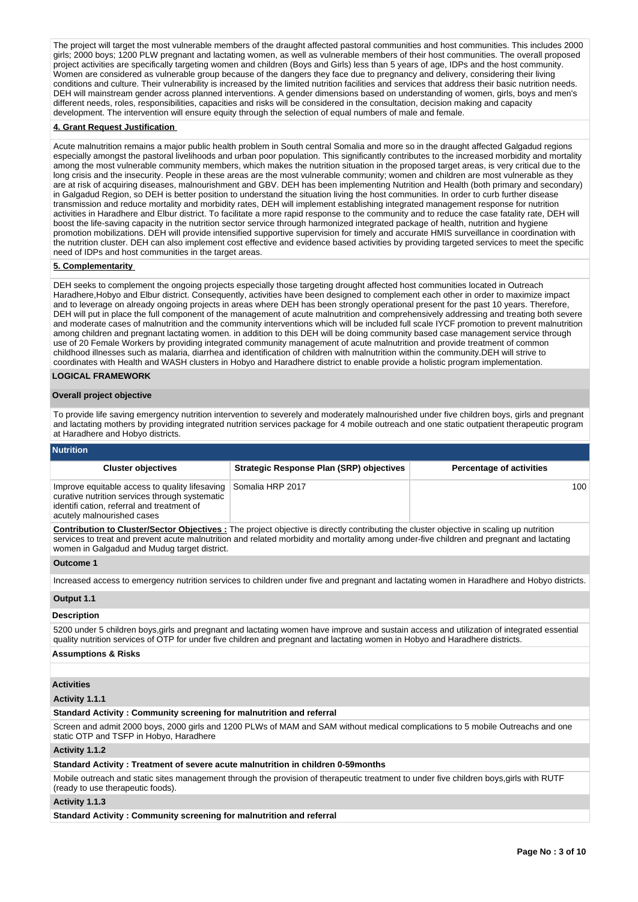The project will target the most vulnerable members of the draught affected pastoral communities and host communities. This includes 2000 girls; 2000 boys; 1200 PLW pregnant and lactating women, as well as vulnerable members of their host communities. The overall proposed project activities are specifically targeting women and children (Boys and Girls) less than 5 years of age, IDPs and the host community. Women are considered as vulnerable group because of the dangers they face due to pregnancy and delivery, considering their living conditions and culture. Their vulnerability is increased by the limited nutrition facilities and services that address their basic nutrition needs. DEH will mainstream gender across planned interventions. A gender dimensions based on understanding of women, girls, boys and men's different needs, roles, responsibilities, capacities and risks will be considered in the consultation, decision making and capacity development. The intervention will ensure equity through the selection of equal numbers of male and female.

**4. Grant Request Justification**

Acute malnutrition remains a major public health problem in South central Somalia and more so in the draught affected Galgadud regions especially amongst the pastoral livelihoods and urban poor population. This significantly contributes to the increased morbidity and mortality among the most vulnerable community members, which makes the nutrition situation in the proposed target areas, is very critical due to the long crisis and the insecurity. People in these areas are the most vulnerable community; women and children are most vulnerable as they are at risk of acquiring diseases, malnourishment and GBV. DEH has been implementing Nutrition and Health (both primary and secondary) in Galgadud Region, so DEH is better position to understand the situation living the host communities. In order to curb further disease transmission and reduce mortality and morbidity rates, DEH will implement establishing integrated management response for nutrition activities in Haradhere and Elbur district. To facilitate a more rapid response to the community and to reduce the case fatality rate, DEH will boost the life-saving capacity in the nutrition sector service through harmonized integrated package of health, nutrition and hygiene promotion mobilizations. DEH will provide intensified supportive supervision for timely and accurate HMIS surveillance in coordination with the nutrition cluster. DEH can also implement cost effective and evidence based activities by providing targeted services to meet the specific need of IDPs and host communities in the target areas.

**5. Complementarity**

DEH seeks to complement the ongoing projects especially those targeting drought affected host communities located in Outreach Haradhere,Hobyo and Elbur district. Consequently, activities have been designed to complement each other in order to maximize impact and to leverage on already ongoing projects in areas where DEH has been strongly operational present for the past 10 years. Therefore, DEH will put in place the full component of the management of acute malnutrition and comprehensively addressing and treating both severe and moderate cases of malnutrition and the community interventions which will be included full scale IYCF promotion to prevent malnutrition among children and pregnant lactating women. in addition to this DEH will be doing community based case management service through use of 20 Female Workers by providing integrated community management of acute malnutrition and provide treatment of common childhood illnesses such as malaria, diarrhea and identification of children with malnutrition within the community.DEH will strive to coordinates with Health and WASH clusters in Hobyo and Haradhere district to enable provide a holistic program implementation.

## LOGICAL FRAMEWORK

**Overall project objective**

To provide life saving emergency nutrition intervention to severely and moderately malnourished under five children boys, girls and pregnant and lactating mothers by providing integrated nutrition services package for 4 mobile outreach and one static outpatient therapeutic program at Haradhere and Hobyo districts.

**Nutrition**

| Cluster objectives | Strategic Response Plan (SRP) objectives | Percentage of activities |
|---|---|---|
| Improve equitable access to quality lifesaving curative nutrition services through systematic identifi cation, referral and treatment of acutely malnourished cases | Somalia HRP 2017 | 100 |

**Contribution to Cluster/Sector Objectives :** The project objective is directly contributing the cluster objective in scaling up nutrition services to treat and prevent acute malnutrition and related morbidity and mortality among under-five children and pregnant and lactating women in Galgadud and Mudug target district.

**Outcome 1**

Increased access to emergency nutrition services to children under five and pregnant and lactating women in Haradhere and Hobyo districts.

**Output 1.1**

**Description**

5200 under 5 children boys,girls and pregnant and lactating women have improve and sustain access and utilization of integrated essential quality nutrition services of OTP for under five children and pregnant and lactating women in Hobyo and Haradhere districts.

**Assumptions & Risks**

**Activities**

**Activity 1.1.1**

**Standard Activity : Community screening for malnutrition and referral**

Screen and admit 2000 boys, 2000 girls and 1200 PLWs of MAM and SAM without medical complications to 5 mobile Outreachs and one static OTP and TSFP in Hobyo, Haradhere

**Activity 1.1.2**

**Standard Activity : Treatment of severe acute malnutrition in children 0-59months**

Mobile outreach and static sites management through the provision of therapeutic treatment to under five children boys,girls with RUTF (ready to use therapeutic foods).

**Activity 1.1.3**

**Standard Activity : Community screening for malnutrition and referral**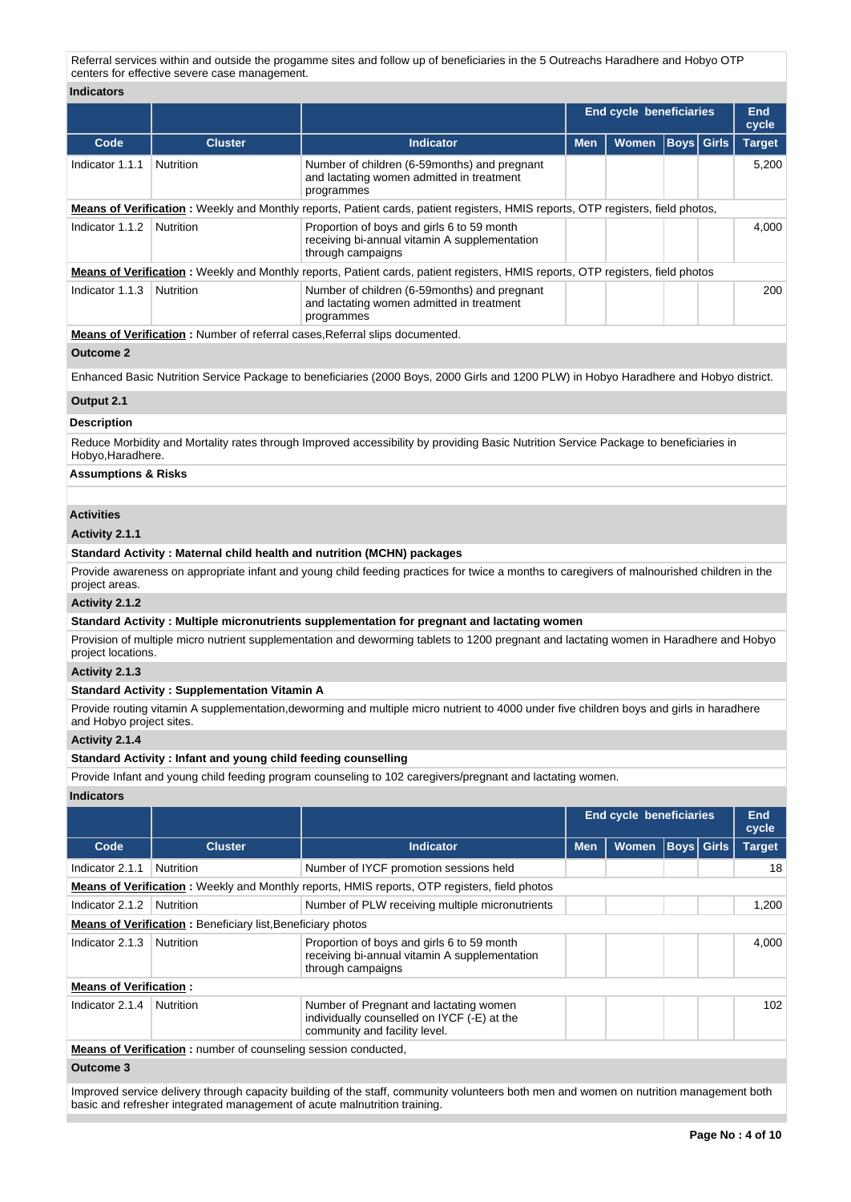Referral services within and outside the progamme sites and follow up of beneficiaries in the 5 Outreachs Haradhere and Hobyo OTP centers for effective severe case management.

**Indicators**

| | | | End cycle beneficiaries | | | | End cycle |
|---|---|---|---|---|---|---|---|
| **Code** | **Cluster** | **Indicator** | **Men** | **Women** | **Boys** | **Girls** | **Target** |
| Indicator 1.1.1 | Nutrition | Number of children (6-59months) and pregnant and lactating women admitted in treatment programmes | | | | | 5,200 |

**Means of Verification :** Weekly and Monthly reports, Patient cards, patient registers, HMIS reports, OTP registers, field photos,

| | | | | | | | |
|---|---|---|---|---|---|---|---|
| Indicator 1.1.2 | Nutrition | Proportion of boys and girls 6 to 59 month receiving bi-annual vitamin A supplementation through campaigns | | | | | 4,000 |

**Means of Verification :** Weekly and Monthly reports, Patient cards, patient registers, HMIS reports, OTP registers, field photos

| | | | | | | | |
|---|---|---|---|---|---|---|---|
| Indicator 1.1.3 | Nutrition | Number of children (6-59months) and pregnant and lactating women admitted in treatment programmes | | | | | 200 |

**Means of Verification :** Number of referral cases,Referral slips documented.

**Outcome 2**

Enhanced Basic Nutrition Service Package to beneficiaries (2000 Boys, 2000 Girls and 1200 PLW) in Hobyo Haradhere and Hobyo district.

**Output 2.1**

**Description**

Reduce Morbidity and Mortality rates through Improved accessibility by providing Basic Nutrition Service Package to beneficiaries in Hobyo,Haradhere.

**Assumptions & Risks**

**Activities**

**Activity 2.1.1**

**Standard Activity : Maternal child health and nutrition (MCHN) packages**

Provide awareness on appropriate infant and young child feeding practices for twice a months to caregivers of malnourished children in the project areas.

**Activity 2.1.2**

**Standard Activity : Multiple micronutrients supplementation for pregnant and lactating women**

Provision of multiple micro nutrient supplementation and deworming tablets to 1200 pregnant and lactating women in Haradhere and Hobyo project locations.

**Activity 2.1.3**

**Standard Activity : Supplementation Vitamin A**

Provide routing vitamin A supplementation,deworming and multiple micro nutrient to 4000 under five children boys and girls in haradhere and Hobyo project sites.

**Activity 2.1.4**

**Standard Activity : Infant and young child feeding counselling**

Provide Infant and young child feeding program counseling to 102 caregivers/pregnant and lactating women.

**Indicators**

| | | | End cycle beneficiaries | | | | End cycle |
|---|---|---|---|---|---|---|---|
| **Code** | **Cluster** | **Indicator** | **Men** | **Women** | **Boys** | **Girls** | **Target** |
| Indicator 2.1.1 | Nutrition | Number of IYCF promotion sessions held | | | | | 18 |

**Means of Verification :** Weekly and Monthly reports, HMIS reports, OTP registers, field photos

| | | | | | | | |
|---|---|---|---|---|---|---|---|
| Indicator 2.1.2 | Nutrition | Number of PLW receiving multiple micronutrients | | | | | 1,200 |

**Means of Verification :** Beneficiary list,Beneficiary photos

| | | | | | | | |
|---|---|---|---|---|---|---|---|
| Indicator 2.1.3 | Nutrition | Proportion of boys and girls 6 to 59 month receiving bi-annual vitamin A supplementation through campaigns | | | | | 4,000 |

**Means of Verification :**

| | | | | | | | |
|---|---|---|---|---|---|---|---|
| Indicator 2.1.4 | Nutrition | Number of Pregnant and lactating women individually counselled on IYCF (-E) at the community and facility level. | | | | | 102 |

**Means of Verification :** number of counseling session conducted,

**Outcome 3**

Improved service delivery through capacity building of the staff, community volunteers both men and women on nutrition management both basic and refresher integrated management of acute malnutrition training.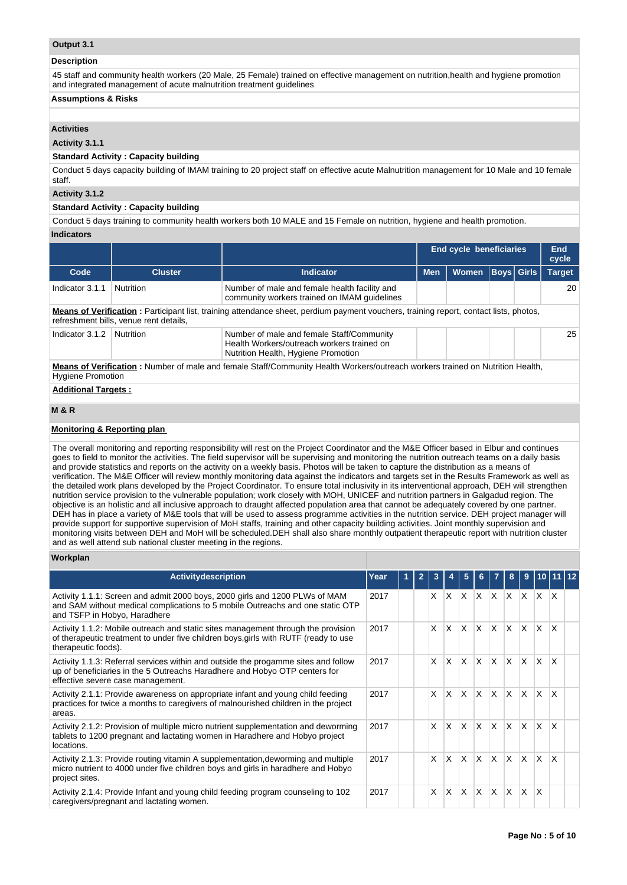## Output 3.1

### Description

45 staff and community health workers (20 Male, 25 Female) trained on effective management on nutrition,health and hygiene promotion and integrated management of acute malnutrition treatment guidelines

### Assumptions & Risks

### Activities

#### Activity 3.1.1

**Standard Activity : Capacity building**

Conduct 5 days capacity building of IMAM training to 20 project staff on effective acute Malnutrition management for 10 Male and 10 female staff.

#### Activity 3.1.2

**Standard Activity : Capacity building**

Conduct 5 days training to community health workers both 10 MALE and 15 Female on nutrition, hygiene and health promotion.

### Indicators

| | | | End cycle beneficiaries | | | | End cycle |
|---|---|---|---|---|---|---|---|
| Code | Cluster | Indicator | Men | Women | Boys | Girls | Target |
| Indicator 3.1.1 | Nutrition | Number of male and female health facility and community workers trained on IMAM guidelines | | | | | 20 |

**Means of Verification :** Participant list, training attendance sheet, perdium payment vouchers, training report, contact lists, photos, refreshment bills, venue rent details,

| Code | Cluster | Indicator | Men | Women | Boys | Girls | Target |
|---|---|---|---|---|---|---|---|
| Indicator 3.1.2 | Nutrition | Number of male and female Staff/Community Health Workers/outreach workers trained on Nutrition Health, Hygiene Promotion | | | | | 25 |

**Means of Verification :** Number of male and female Staff/Community Health Workers/outreach workers trained on Nutrition Health, Hygiene Promotion

**Additional Targets :**

## M & R

**Monitoring & Reporting plan**

The overall monitoring and reporting responsibility will rest on the Project Coordinator and the M&E Officer based in Elbur and continues goes to field to monitor the activities. The field supervisor will be supervising and monitoring the nutrition outreach teams on a daily basis and provide statistics and reports on the activity on a weekly basis. Photos will be taken to capture the distribution as a means of verification. The M&E Officer will review monthly monitoring data against the indicators and targets set in the Results Framework as well as the detailed work plans developed by the Project Coordinator. To ensure total inclusivity in its interventional approach, DEH will strengthen nutrition service provision to the vulnerable population; work closely with MOH, UNICEF and nutrition partners in Galgadud region. The objective is an holistic and all inclusive approach to draught affected population area that cannot be adequately covered by one partner. DEH has in place a variety of M&E tools that will be used to assess programme activities in the nutrition service. DEH project manager will provide support for supportive supervision of MoH staffs, training and other capacity building activities. Joint monthly supervision and monitoring visits between DEH and MoH will be scheduled.DEH shall also share monthly outpatient therapeutic report with nutrition cluster and as well attend sub national cluster meeting in the regions.

### Workplan

| Activitydescription | Year | 1 | 2 | 3 | 4 | 5 | 6 | 7 | 8 | 9 | 10 | 11 | 12 |
|---|---|---|---|---|---|---|---|---|---|---|---|---|---|
| Activity 1.1.1: Screen and admit 2000 boys, 2000 girls and 1200 PLWs of MAM and SAM without medical complications to 5 mobile Outreachs and one static OTP and TSFP in Hobyo, Haradhere | 2017 | | | X | X | X | X | X | X | X | X | X | |
| Activity 1.1.2: Mobile outreach and static sites management through the provision of therapeutic treatment to under five children boys,girls with RUTF (ready to use therapeutic foods). | 2017 | | | X | X | X | X | X | X | X | X | X | |
| Activity 1.1.3: Referral services within and outside the progamme sites and follow up of beneficiaries in the 5 Outreachs Haradhere and Hobyo OTP centers for effective severe case management. | 2017 | | | X | X | X | X | X | X | X | X | X | |
| Activity 2.1.1: Provide awareness on appropriate infant and young child feeding practices for twice a months to caregivers of malnourished children in the project areas. | 2017 | | | X | X | X | X | X | X | X | X | X | |
| Activity 2.1.2: Provision of multiple micro nutrient supplementation and deworming tablets to 1200 pregnant and lactating women in Haradhere and Hobyo project locations. | 2017 | | | X | X | X | X | X | X | X | X | X | |
| Activity 2.1.3: Provide routing vitamin A supplementation,deworming and multiple micro nutrient to 4000 under five children boys and girls in haradhere and Hobyo project sites. | 2017 | | | X | X | X | X | X | X | X | X | X | |
| Activity 2.1.4: Provide Infant and young child feeding program counseling to 102 caregivers/pregnant and lactating women. | 2017 | | | X | X | X | X | X | X | X | X | | |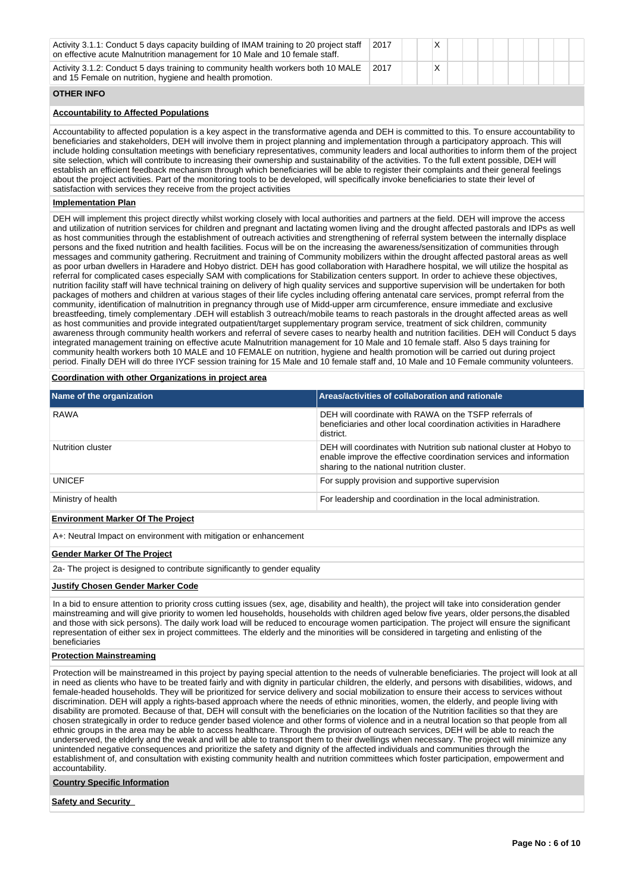| Activity 3.1.1: Conduct 5 days capacity building of IMAM training to 20 project staff on effective acute Malnutrition management for 10 Male and 10 female staff. | 2017 | | | X | | | | | | | | | |
|---|---|---|---|---|---|---|---|---|---|---|---|---|---|
| Activity 3.1.2: Conduct 5 days training to community health workers both 10 MALE and 15 Female on nutrition, hygiene and health promotion. | 2017 | | | X | | | | | | | | | |

**OTHER INFO**

**Accountability to Affected Populations**

Accountability to affected population is a key aspect in the transformative agenda and DEH is committed to this. To ensure accountability to beneficiaries and stakeholders, DEH will involve them in project planning and implementation through a participatory approach. This will include holding consultation meetings with beneficiary representatives, community leaders and local authorities to inform them of the project site selection, which will contribute to increasing their ownership and sustainability of the activities. To the full extent possible, DEH will establish an efficient feedback mechanism through which beneficiaries will be able to register their complaints and their general feelings about the project activities. Part of the monitoring tools to be developed, will specifically invoke beneficiaries to state their level of satisfaction with services they receive from the project activities

**Implementation Plan**

DEH will implement this project directly whilst working closely with local authorities and partners at the field. DEH will improve the access and utilization of nutrition services for children and pregnant and lactating women living and the drought affected pastorals and IDPs as well as host communities through the establishment of outreach activities and strengthening of referral system between the internally displace persons and the fixed nutrition and health facilities. Focus will be on the increasing the awareness/sensitization of communities through messages and community gathering. Recruitment and training of Community mobilizers within the drought affected pastoral areas as well as poor urban dwellers in Haradere and Hobyo district. DEH has good collaboration with Haradhere hospital, we will utilize the hospital as referral for complicated cases especially SAM with complications for Stabilization centers support. In order to achieve these objectives, nutrition facility staff will have technical training on delivery of high quality services and supportive supervision will be undertaken for both packages of mothers and children at various stages of their life cycles including offering antenatal care services, prompt referral from the community, identification of malnutrition in pregnancy through use of Midd-upper arm circumference, ensure immediate and exclusive breastfeeding, timely complementary .DEH will establish 3 outreach/mobile teams to reach pastorals in the drought affected areas as well as host communities and provide integrated outpatient/target supplementary program service, treatment of sick children, community awareness through community health workers and referral of severe cases to nearby health and nutrition facilities. DEH will Conduct 5 days integrated management training on effective acute Malnutrition management for 10 Male and 10 female staff. Also 5 days training for community health workers both 10 MALE and 10 FEMALE on nutrition, hygiene and health promotion will be carried out during project period. Finally DEH will do three IYCF session training for 15 Male and 10 female staff and, 10 Male and 10 Female community volunteers.

**Coordination with other Organizations in project area**

| Name of the organization | Areas/activities of collaboration and rationale |
|---|---|
| RAWA | DEH will coordinate with RAWA on the TSFP referrals of beneficiaries and other local coordination activities in Haradhere district. |
| Nutrition cluster | DEH will coordinates with Nutrition sub national cluster at Hobyo to enable improve the effective coordination services and information sharing to the national nutrition cluster. |
| UNICEF | For supply provision and supportive supervision |
| Ministry of health | For leadership and coordination in the local administration. |

**Environment Marker Of The Project**

A+: Neutral Impact on environment with mitigation or enhancement

**Gender Marker Of The Project**

2a- The project is designed to contribute significantly to gender equality

**Justify Chosen Gender Marker Code**

In a bid to ensure attention to priority cross cutting issues (sex, age, disability and health), the project will take into consideration gender mainstreaming and will give priority to women led households, households with children aged below five years, older persons,the disabled and those with sick persons). The daily work load will be reduced to encourage women participation. The project will ensure the significant representation of either sex in project committees. The elderly and the minorities will be considered in targeting and enlisting of the beneficiaries

**Protection Mainstreaming**

Protection will be mainstreamed in this project by paying special attention to the needs of vulnerable beneficiaries. The project will look at all in need as clients who have to be treated fairly and with dignity in particular children, the elderly, and persons with disabilities, widows, and female-headed households. They will be prioritized for service delivery and social mobilization to ensure their access to services without discrimination. DEH will apply a rights-based approach where the needs of ethnic minorities, women, the elderly, and people living with disability are promoted. Because of that, DEH will consult with the beneficiaries on the location of the Nutrition facilities so that they are chosen strategically in order to reduce gender based violence and other forms of violence and in a neutral location so that people from all ethnic groups in the area may be able to access healthcare. Through the provision of outreach services, DEH will be able to reach the underserved, the elderly and the weak and will be able to transport them to their dwellings when necessary. The project will minimize any unintended negative consequences and prioritize the safety and dignity of the affected individuals and communities through the establishment of, and consultation with existing community health and nutrition committees which foster participation, empowerment and accountability.

**Country Specific Information**

**Safety and Security**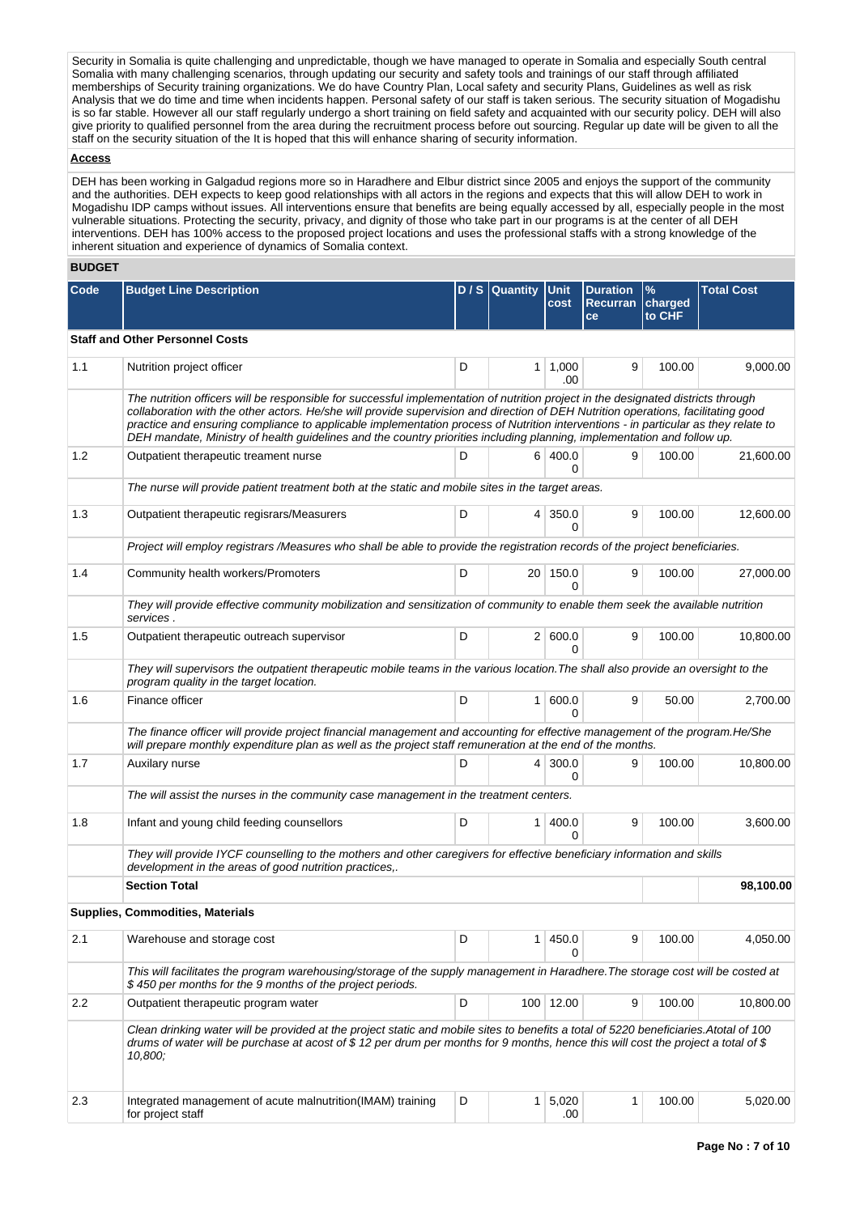Security in Somalia is quite challenging and unpredictable, though we have managed to operate in Somalia and especially South central Somalia with many challenging scenarios, through updating our security and safety tools and trainings of our staff through affiliated memberships of Security training organizations. We do have Country Plan, Local safety and security Plans, Guidelines as well as risk Analysis that we do time and time when incidents happen. Personal safety of our staff is taken serious. The security situation of Mogadishu is so far stable. However all our staff regularly undergo a short training on field safety and acquainted with our security policy. DEH will also give priority to qualified personnel from the area during the recruitment process before out sourcing. Regular up date will be given to all the staff on the security situation of the It is hoped that this will enhance sharing of security information.

**Access**

DEH has been working in Galgadud regions more so in Haradhere and Elbur district since 2005 and enjoys the support of the community and the authorities. DEH expects to keep good relationships with all actors in the regions and expects that this will allow DEH to work in Mogadishu IDP camps without issues. All interventions ensure that benefits are being equally accessed by all, especially people in the most vulnerable situations. Protecting the security, privacy, and dignity of those who take part in our programs is at the center of all DEH interventions. DEH has 100% access to the proposed project locations and uses the professional staffs with a strong knowledge of the inherent situation and experience of dynamics of Somalia context.

## BUDGET

| Code | Budget Line Description | D / S | Quantity | Unit cost | Duration Recurrance | % charged to CHF | Total Cost |
|---|---|---|---|---|---|---|---|
| **Staff and Other Personnel Costs** | | | | | | | |
| 1.1 | Nutrition project officer | D | 1 | 1,000.00 | 9 | 100.00 | 9,000.00 |
| | *The nutrition officers will be responsible for successful implementation of nutrition project in the designated districts through collaboration with the other actors. He/she will provide supervision and direction of DEH Nutrition operations, facilitating good practice and ensuring compliance to applicable implementation process of Nutrition interventions - in particular as they relate to DEH mandate, Ministry of health guidelines and the country priorities including planning, implementation and follow up.* | | | | | | |
| 1.2 | Outpatient therapeutic treament nurse | D | 6 | 400.00 | 9 | 100.00 | 21,600.00 |
| | *The nurse will provide patient treatment both at the static and mobile sites in the target areas.* | | | | | | |
| 1.3 | Outpatient therapeutic regisrars/Measurers | D | 4 | 350.00 | 9 | 100.00 | 12,600.00 |
| | *Project will employ registrars /Measures who shall be able to provide the registration records of the project beneficiaries.* | | | | | | |
| 1.4 | Community health workers/Promoters | D | 20 | 150.00 | 9 | 100.00 | 27,000.00 |
| | *They will provide effective community mobilization and sensitization of community to enable them seek the available nutrition services .* | | | | | | |
| 1.5 | Outpatient therapeutic outreach supervisor | D | 2 | 600.00 | 9 | 100.00 | 10,800.00 |
| | *They will supervisors the outpatient therapeutic mobile teams in the various location.The shall also provide an oversight to the program quality in the target location.* | | | | | | |
| 1.6 | Finance officer | D | 1 | 600.00 | 9 | 50.00 | 2,700.00 |
| | *The finance officer will provide project financial management and accounting for effective management of the program.He/She will prepare monthly expenditure plan as well as the project staff remuneration at the end of the months.* | | | | | | |
| 1.7 | Auxilary nurse | D | 4 | 300.00 | 9 | 100.00 | 10,800.00 |
| | *The will assist the nurses in the community case management in the treatment centers.* | | | | | | |
| 1.8 | Infant and young child feeding counsellors | D | 1 | 400.00 | 9 | 100.00 | 3,600.00 |
| | *They will provide IYCF counselling to the mothers and other caregivers for effective beneficiary information and skills development in the areas of good nutrition practices,.* | | | | | | |
| | **Section Total** | | | | | | **98,100.00** |
| **Supplies, Commodities, Materials** | | | | | | | |
| 2.1 | Warehouse and storage cost | D | 1 | 450.00 | 9 | 100.00 | 4,050.00 |
| | *This will facilitates the program warehousing/storage of the supply management in Haradhere.The storage cost will be costed at $ 450 per months for the 9 months of the project periods.* | | | | | | |
| 2.2 | Outpatient therapeutic program water | D | 100 | 12.00 | 9 | 100.00 | 10,800.00 |
| | *Clean drinking water will be provided at the project static and mobile sites to benefits a total of 5220 beneficiaries.Atotal of 100 drums of water will be purchase at acost of $ 12 per drum per months for 9 months, hence this will cost the project a total of $ 10,800;* | | | | | | |
| 2.3 | Integrated management of acute malnutrition(IMAM) training for project staff | D | 1 | 5,020.00 | 1 | 100.00 | 5,020.00 |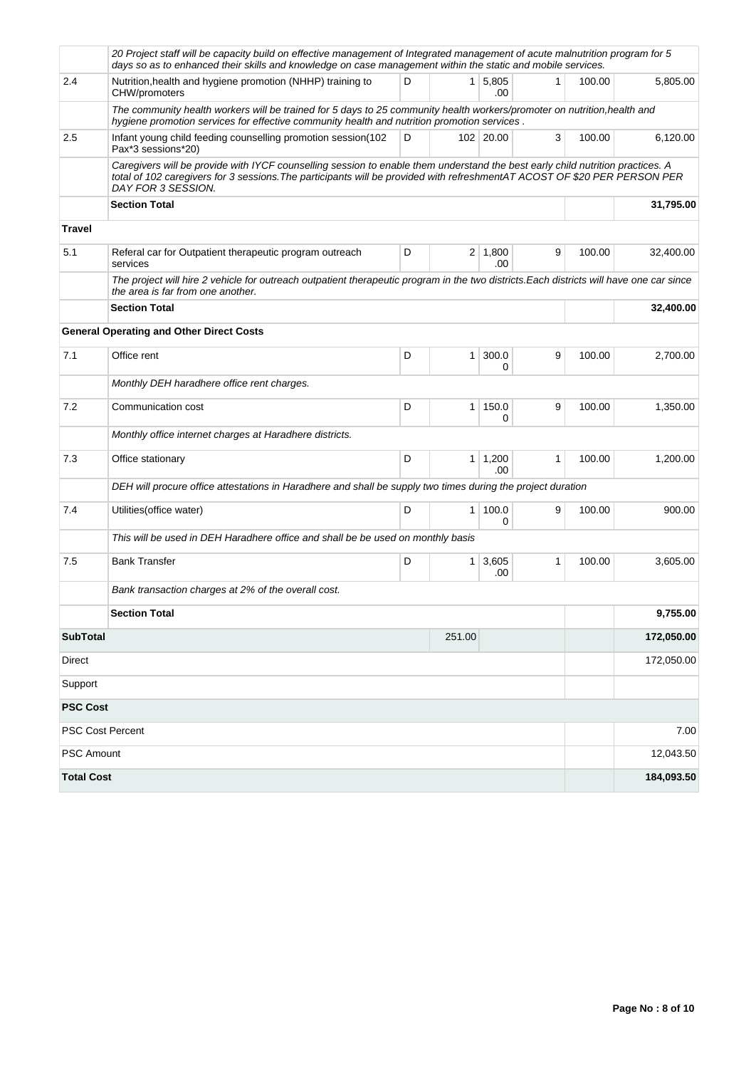| | | | | | | | |
|---|---|---|---|---|---|---|---|
| | *20 Project staff will be capacity build on effective management of Integrated management of acute malnutrition program for 5 days so as to enhanced their skills and knowledge on case management within the static and mobile services.* | | | | | | |
| 2.4 | Nutrition,health and hygiene promotion (NHHP) training to CHW/promoters | D | 1 | 5,805.00 | 1 | 100.00 | 5,805.00 |
| | *The community health workers will be trained for 5 days to 25 community health workers/promoter on nutrition,health and hygiene promotion services for effective community health and nutrition promotion services .* | | | | | | |
| 2.5 | Infant young child feeding counselling promotion session(102 Pax*3 sessions*20) | D | 102 | 20.00 | 3 | 100.00 | 6,120.00 |
| | *Caregivers will be provide with IYCF counselling session to enable them understand the best early child nutrition practices. A total of 102 caregivers for 3 sessions.The participants will be provided with refreshmentAT ACOST OF $20 PER PERSON PER DAY FOR 3 SESSION.* | | | | | | |
| | **Section Total** | | | | | | **31,795.00** |
| **Travel** | | | | | | | |
| 5.1 | Referal car for Outpatient therapeutic program outreach services | D | 2 | 1,800.00 | 9 | 100.00 | 32,400.00 |
| | *The project will hire 2 vehicle for outreach outpatient therapeutic program in the two districts.Each districts will have one car since the area is far from one another.* | | | | | | |
| | **Section Total** | | | | | | **32,400.00** |
| | **General Operating and Other Direct Costs** | | | | | | |
| 7.1 | Office rent | D | 1 | 300.00 | 9 | 100.00 | 2,700.00 |
| | *Monthly DEH haradhere office rent charges.* | | | | | | |
| 7.2 | Communication cost | D | 1 | 150.00 | 9 | 100.00 | 1,350.00 |
| | *Monthly office internet charges at Haradhere districts.* | | | | | | |
| 7.3 | Office stationary | D | 1 | 1,200.00 | 1 | 100.00 | 1,200.00 |
| | *DEH will procure office attestations in Haradhere and shall be supply two times during the project duration* | | | | | | |
| 7.4 | Utilities(office water) | D | 1 | 100.00 | 9 | 100.00 | 900.00 |
| | *This will be used in DEH Haradhere office and shall be be used on monthly basis* | | | | | | |
| 7.5 | Bank Transfer | D | 1 | 3,605.00 | 1 | 100.00 | 3,605.00 |
| | *Bank transaction charges at 2% of the overall cost.* | | | | | | |
| | **Section Total** | | | | | | **9,755.00** |
| **SubTotal** | | | 251.00 | | | | **172,050.00** |
| Direct | | | | | | | 172,050.00 |
| Support | | | | | | | |
| **PSC Cost** | | | | | | | |
| PSC Cost Percent | | | | | | | 7.00 |
| PSC Amount | | | | | | | 12,043.50 |
| **Total Cost** | | | | | | | **184,093.50** |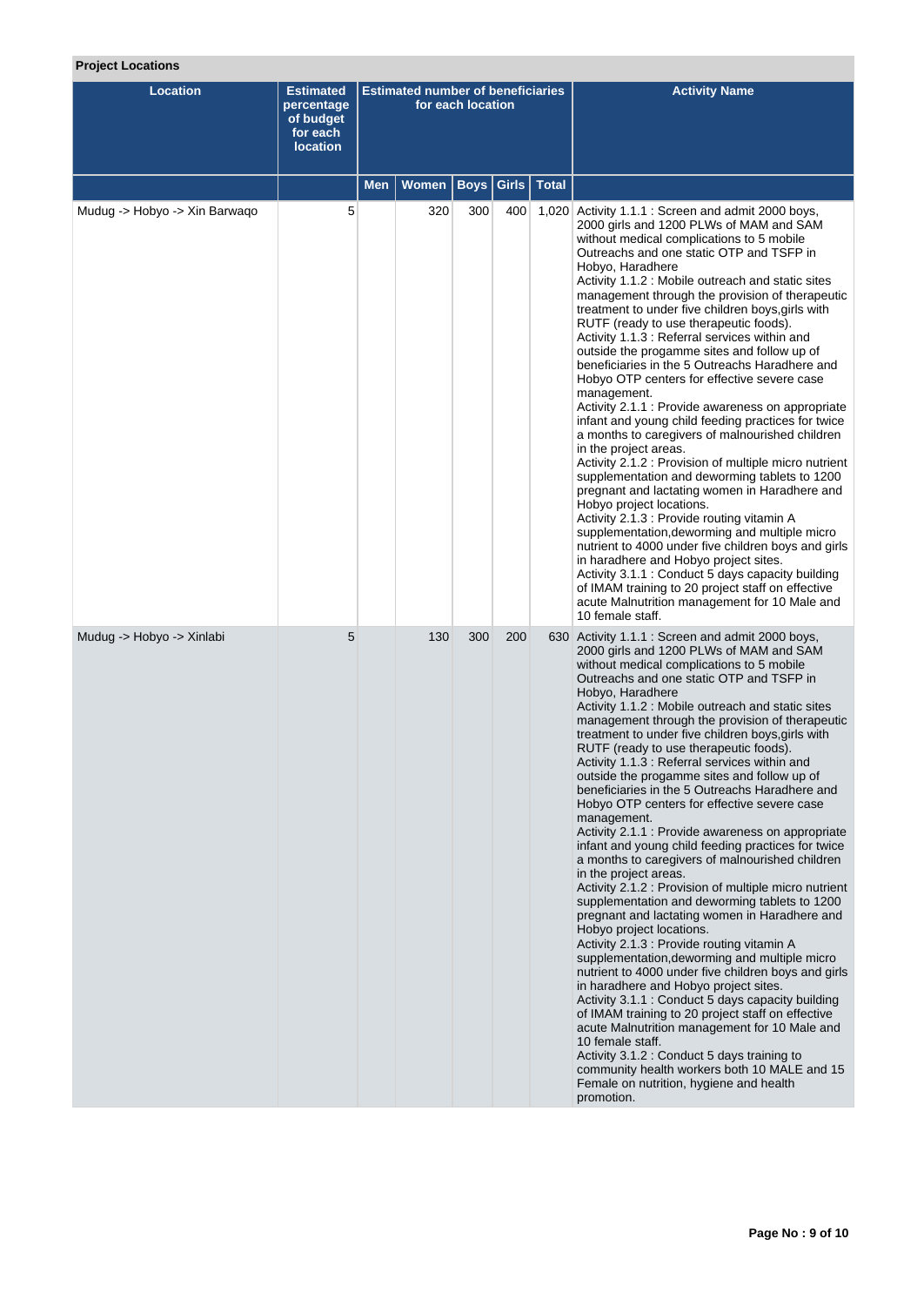**Project Locations**

| Location | Estimated percentage of budget for each location | Estimated number of beneficiaries for each location | | | | | Activity Name |
|---|---|---|---|---|---|---|---|
| | | Men | Women | Boys | Girls | Total | |
| Mudug -> Hobyo -> Xin Barwaqo | 5 | | 320 | 300 | 400 | 1,020 | Activity 1.1.1 : Screen and admit 2000 boys, 2000 girls and 1200 PLWs of MAM and SAM without medical complications to 5 mobile Outreachs and one static OTP and TSFP in Hobyo, Haradhere<br>Activity 1.1.2 : Mobile outreach and static sites management through the provision of therapeutic treatment to under five children boys,girls with RUTF (ready to use therapeutic foods).<br>Activity 1.1.3 : Referral services within and outside the progamme sites and follow up of beneficiaries in the 5 Outreachs Haradhere and Hobyo OTP centers for effective severe case management.<br>Activity 2.1.1 : Provide awareness on appropriate infant and young child feeding practices for twice a months to caregivers of malnourished children in the project areas.<br>Activity 2.1.2 : Provision of multiple micro nutrient supplementation and deworming tablets to 1200 pregnant and lactating women in Haradhere and Hobyo project locations.<br>Activity 2.1.3 : Provide routing vitamin A supplementation,deworming and multiple micro nutrient to 4000 under five children boys and girls in haradhere and Hobyo project sites.<br>Activity 3.1.1 : Conduct 5 days capacity building of IMAM training to 20 project staff on effective acute Malnutrition management for 10 Male and 10 female staff. |
| Mudug -> Hobyo -> Xinlabi | 5 | | 130 | 300 | 200 | 630 | Activity 1.1.1 : Screen and admit 2000 boys, 2000 girls and 1200 PLWs of MAM and SAM without medical complications to 5 mobile Outreachs and one static OTP and TSFP in Hobyo, Haradhere<br>Activity 1.1.2 : Mobile outreach and static sites management through the provision of therapeutic treatment to under five children boys,girls with RUTF (ready to use therapeutic foods).<br>Activity 1.1.3 : Referral services within and outside the progamme sites and follow up of beneficiaries in the 5 Outreachs Haradhere and Hobyo OTP centers for effective severe case management.<br>Activity 2.1.1 : Provide awareness on appropriate infant and young child feeding practices for twice a months to caregivers of malnourished children in the project areas.<br>Activity 2.1.2 : Provision of multiple micro nutrient supplementation and deworming tablets to 1200 pregnant and lactating women in Haradhere and Hobyo project locations.<br>Activity 2.1.3 : Provide routing vitamin A supplementation,deworming and multiple micro nutrient to 4000 under five children boys and girls in haradhere and Hobyo project sites.<br>Activity 3.1.1 : Conduct 5 days capacity building of IMAM training to 20 project staff on effective acute Malnutrition management for 10 Male and 10 female staff.<br>Activity 3.1.2 : Conduct 5 days training to community health workers both 10 MALE and 15 Female on nutrition, hygiene and health promotion. |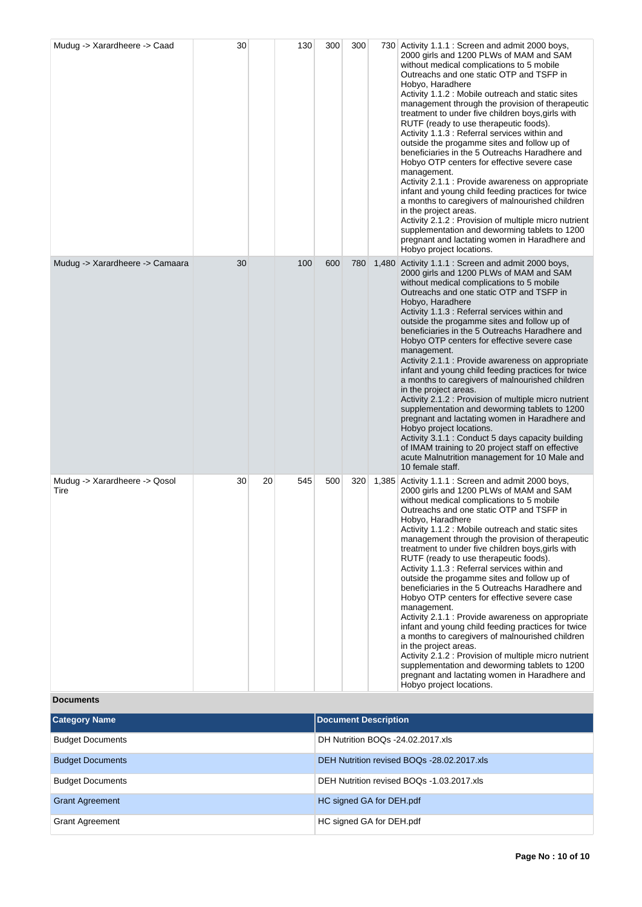| | | | | | | | |
|---|---|---|---|---|---|---|---|
| Mudug -> Xarardheere -> Caad | 30 | | 130 | 300 | 300 | 730 | Activity 1.1.1 : Screen and admit 2000 boys, 2000 girls and 1200 PLWs of MAM and SAM without medical complications to 5 mobile Outreachs and one static OTP and TSFP in Hobyo, Haradhere<br>Activity 1.1.2 : Mobile outreach and static sites management through the provision of therapeutic treatment to under five children boys,girls with RUTF (ready to use therapeutic foods).<br>Activity 1.1.3 : Referral services within and outside the progamme sites and follow up of beneficiaries in the 5 Outreachs Haradhere and Hobyo OTP centers for effective severe case management.<br>Activity 2.1.1 : Provide awareness on appropriate infant and young child feeding practices for twice a months to caregivers of malnourished children in the project areas.<br>Activity 2.1.2 : Provision of multiple micro nutrient supplementation and deworming tablets to 1200 pregnant and lactating women in Haradhere and Hobyo project locations. |
| Mudug -> Xarardheere -> Camaara | 30 | | 100 | 600 | 780 | 1,480 | Activity 1.1.1 : Screen and admit 2000 boys, 2000 girls and 1200 PLWs of MAM and SAM without medical complications to 5 mobile Outreachs and one static OTP and TSFP in Hobyo, Haradhere<br>Activity 1.1.3 : Referral services within and outside the progamme sites and follow up of beneficiaries in the 5 Outreachs Haradhere and Hobyo OTP centers for effective severe case management.<br>Activity 2.1.1 : Provide awareness on appropriate infant and young child feeding practices for twice a months to caregivers of malnourished children in the project areas.<br>Activity 2.1.2 : Provision of multiple micro nutrient supplementation and deworming tablets to 1200 pregnant and lactating women in Haradhere and Hobyo project locations.<br>Activity 3.1.1 : Conduct 5 days capacity building of IMAM training to 20 project staff on effective acute Malnutrition management for 10 Male and 10 female staff. |
| Mudug -> Xarardheere -> Qosol Tire | 30 | 20 | 545 | 500 | 320 | 1,385 | Activity 1.1.1 : Screen and admit 2000 boys, 2000 girls and 1200 PLWs of MAM and SAM without medical complications to 5 mobile Outreachs and one static OTP and TSFP in Hobyo, Haradhere<br>Activity 1.1.2 : Mobile outreach and static sites management through the provision of therapeutic treatment to under five children boys,girls with RUTF (ready to use therapeutic foods).<br>Activity 1.1.3 : Referral services within and outside the progamme sites and follow up of beneficiaries in the 5 Outreachs Haradhere and Hobyo OTP centers for effective severe case management.<br>Activity 2.1.1 : Provide awareness on appropriate infant and young child feeding practices for twice a months to caregivers of malnourished children in the project areas.<br>Activity 2.1.2 : Provision of multiple micro nutrient supplementation and deworming tablets to 1200 pregnant and lactating women in Haradhere and Hobyo project locations. |

**Documents**

| Category Name | Document Description |
|---|---|
| Budget Documents | DH Nutrition BOQs -24.02.2017.xls |
| Budget Documents | DEH Nutrition revised BOQs -28.02.2017.xls |
| Budget Documents | DEH Nutrition revised BOQs -1.03.2017.xls |
| Grant Agreement | HC signed GA for DEH.pdf |
| Grant Agreement | HC signed GA for DEH.pdf |